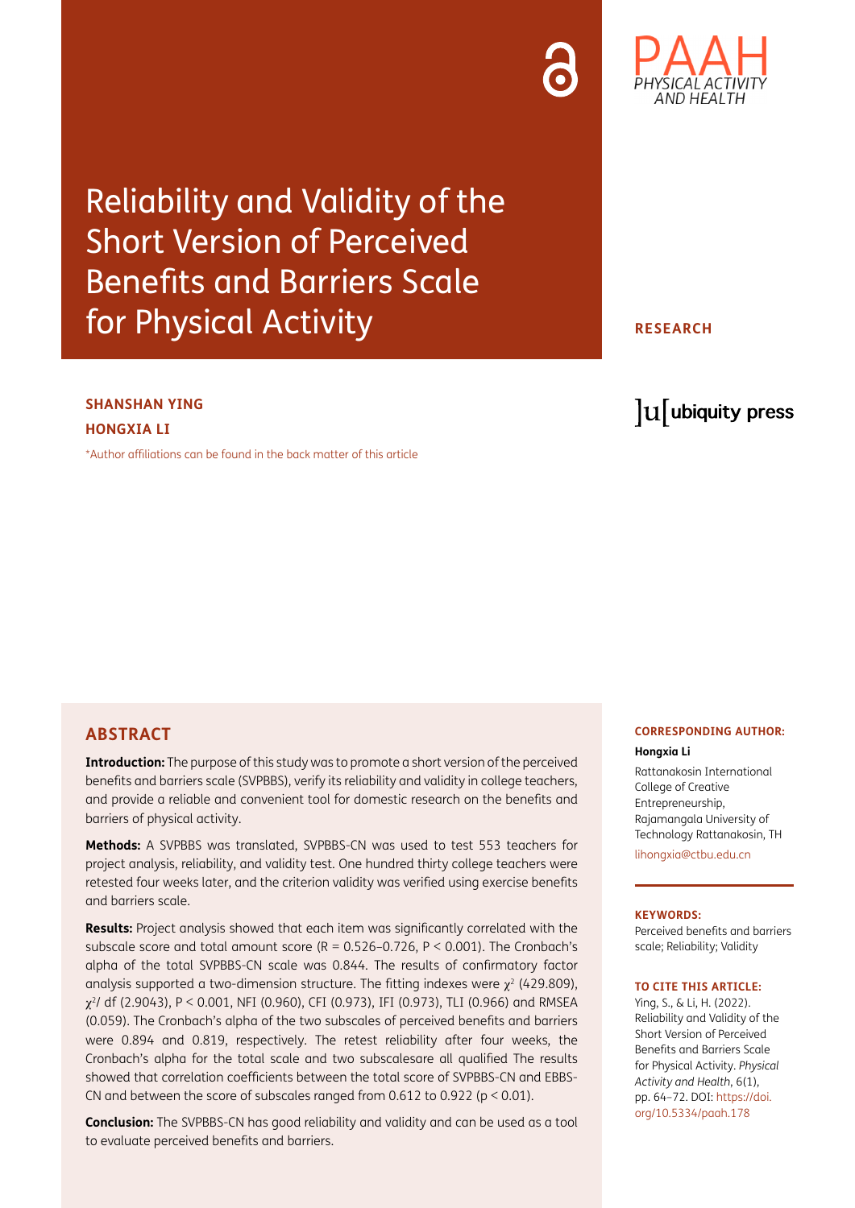# Reliability and Validity of the Short Version of Perceived Benefits and Barriers Scale for Physical Activity

**RESEARCH**

**SHANSHAN YING**

**HONGXIA LI**

*Author affiliations can be found in the back matter of this article

## ABSTRACT

**Introduction:** The purpose of this study was to promote a short version of the perceived benefits and barriers scale (SVPBBS), verify its reliability and validity in college teachers, and provide a reliable and convenient tool for domestic research on the benefits and barriers of physical activity.

**Methods:** A SVPBBS was translated, SVPBBS-CN was used to test 553 teachers for project analysis, reliability, and validity test. One hundred thirty college teachers were retested four weeks later, and the criterion validity was verified using exercise benefits and barriers scale.

**Results:** Project analysis showed that each item was significantly correlated with the subscale score and total amount score ($R = 0.526–0.726$, $P < 0.001$). The Cronbach's alpha of the total SVPBBS-CN scale was 0.844. The results of confirmatory factor analysis supported a two-dimension structure. The fitting indexes were $\chi^2$ (429.809), $\chi^2$/ df (2.9043), $P < 0.001$, NFI (0.960), CFI (0.973), IFI (0.973), TLI (0.966) and RMSEA (0.059). The Cronbach's alpha of the two subscales of perceived benefits and barriers were 0.894 and 0.819, respectively. The retest reliability after four weeks, the Cronbach's alpha for the total scale and two subscalesare all qualified The results showed that correlation coefficients between the total score of SVPBBS-CN and EBBS-CN and between the score of subscales ranged from 0.612 to 0.922 ($p < 0.01$).

**Conclusion:** The SVPBBS-CN has good reliability and validity and can be used as a tool to evaluate perceived benefits and barriers.

**CORRESPONDING AUTHOR:**

**Hongxia Li**

Rattanakosin International College of Creative Entrepreneurship, Rajamangala University of Technology Rattanakosin, TH

lihongxia@ctbu.edu.cn

**KEYWORDS:**

Perceived benefits and barriers scale; Reliability; Validity

**TO CITE THIS ARTICLE:**

Ying, S., & Li, H. (2022). Reliability and Validity of the Short Version of Perceived Benefits and Barriers Scale for Physical Activity. *Physical Activity and Health*, 6(1), pp. 64–72. DOI: https://doi.org/10.5334/paah.178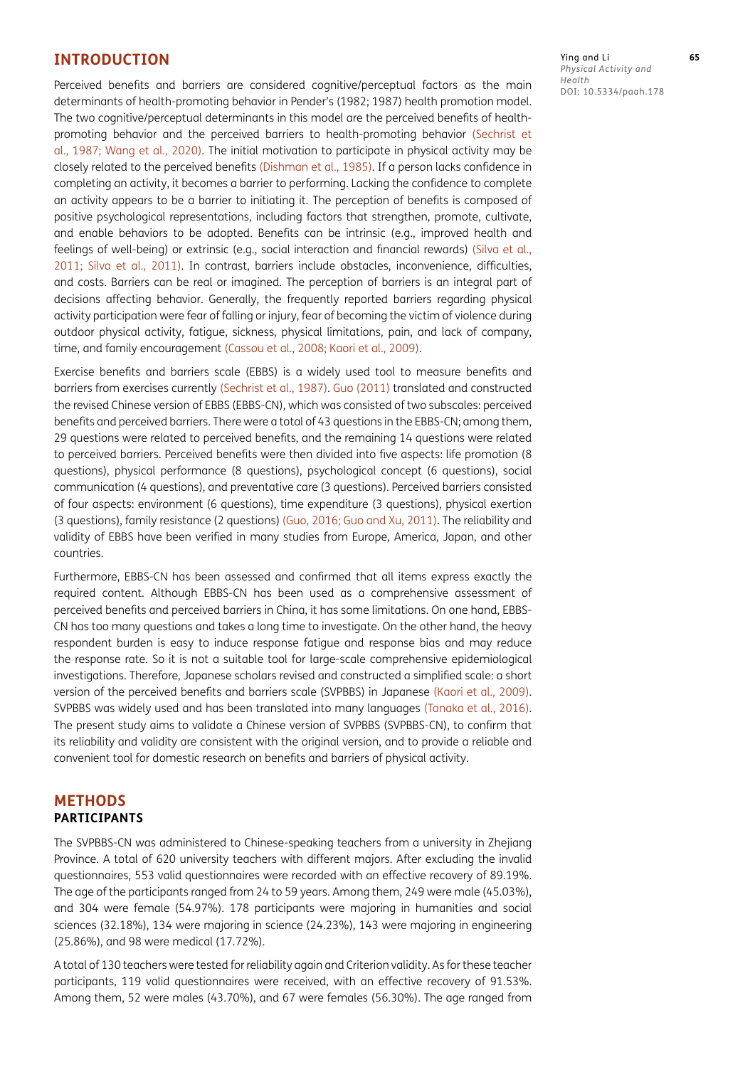## INTRODUCTION

Perceived benefits and barriers are considered cognitive/perceptual factors as the main determinants of health-promoting behavior in Pender's (1982; 1987) health promotion model. The two cognitive/perceptual determinants in this model are the perceived benefits of health-promoting behavior and the perceived barriers to health-promoting behavior (Sechrist et al., 1987; Wang et al., 2020). The initial motivation to participate in physical activity may be closely related to the perceived benefits (Dishman et al., 1985). If a person lacks confidence in completing an activity, it becomes a barrier to performing. Lacking the confidence to complete an activity appears to be a barrier to initiating it. The perception of benefits is composed of positive psychological representations, including factors that strengthen, promote, cultivate, and enable behaviors to be adopted. Benefits can be intrinsic (e.g., improved health and feelings of well-being) or extrinsic (e.g., social interaction and financial rewards) (Silva et al., 2011; Silva et al., 2011). In contrast, barriers include obstacles, inconvenience, difficulties, and costs. Barriers can be real or imagined. The perception of barriers is an integral part of decisions affecting behavior. Generally, the frequently reported barriers regarding physical activity participation were fear of falling or injury, fear of becoming the victim of violence during outdoor physical activity, fatigue, sickness, physical limitations, pain, and lack of company, time, and family encouragement (Cassou et al., 2008; Kaori et al., 2009).

Exercise benefits and barriers scale (EBBS) is a widely used tool to measure benefits and barriers from exercises currently (Sechrist et al., 1987). Guo (2011) translated and constructed the revised Chinese version of EBBS (EBBS-CN), which was consisted of two subscales: perceived benefits and perceived barriers. There were a total of 43 questions in the EBBS-CN; among them, 29 questions were related to perceived benefits, and the remaining 14 questions were related to perceived barriers. Perceived benefits were then divided into five aspects: life promotion (8 questions), physical performance (8 questions), psychological concept (6 questions), social communication (4 questions), and preventative care (3 questions). Perceived barriers consisted of four aspects: environment (6 questions), time expenditure (3 questions), physical exertion (3 questions), family resistance (2 questions) (Guo, 2016; Guo and Xu, 2011). The reliability and validity of EBBS have been verified in many studies from Europe, America, Japan, and other countries.

Furthermore, EBBS-CN has been assessed and confirmed that all items express exactly the required content. Although EBBS-CN has been used as a comprehensive assessment of perceived benefits and perceived barriers in China, it has some limitations. On one hand, EBBS-CN has too many questions and takes a long time to investigate. On the other hand, the heavy respondent burden is easy to induce response fatigue and response bias and may reduce the response rate. So it is not a suitable tool for large-scale comprehensive epidemiological investigations. Therefore, Japanese scholars revised and constructed a simplified scale: a short version of the perceived benefits and barriers scale (SVPBBS) in Japanese (Kaori et al., 2009). SVPBBS was widely used and has been translated into many languages (Tanaka et al., 2016). The present study aims to validate a Chinese version of SVPBBS (SVPBBS-CN), to confirm that its reliability and validity are consistent with the original version, and to provide a reliable and convenient tool for domestic research on benefits and barriers of physical activity.

## METHODS

### PARTICIPANTS

The SVPBBS-CN was administered to Chinese-speaking teachers from a university in Zhejiang Province. A total of 620 university teachers with different majors. After excluding the invalid questionnaires, 553 valid questionnaires were recorded with an effective recovery of 89.19%. The age of the participants ranged from 24 to 59 years. Among them, 249 were male (45.03%), and 304 were female (54.97%). 178 participants were majoring in humanities and social sciences (32.18%), 134 were majoring in science (24.23%), 143 were majoring in engineering (25.86%), and 98 were medical (17.72%).

A total of 130 teachers were tested for reliability again and Criterion validity. As for these teacher participants, 119 valid questionnaires were received, with an effective recovery of 91.53%. Among them, 52 were males (43.70%), and 67 were females (56.30%). The age ranged from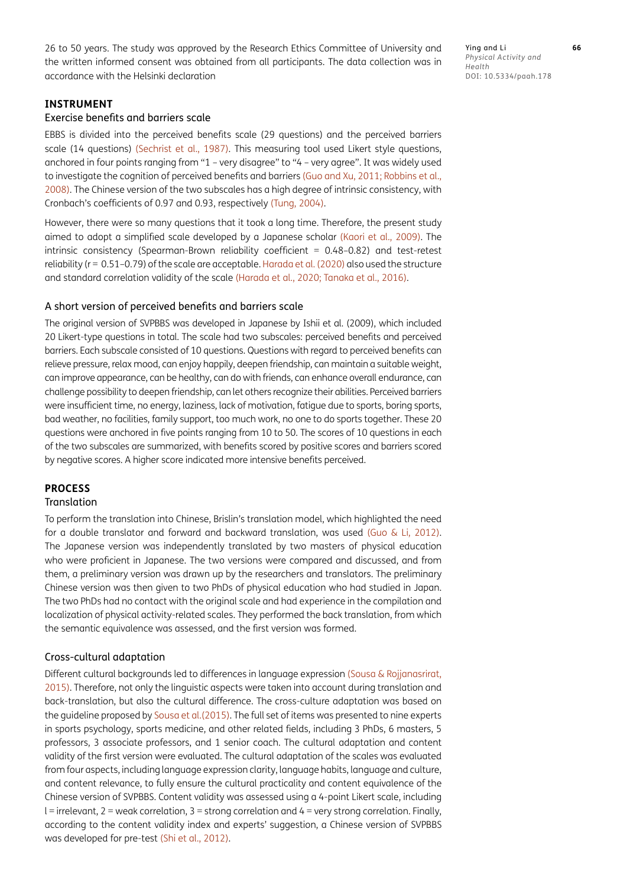26 to 50 years. The study was approved by the Research Ethics Committee of University and the written informed consent was obtained from all participants. The data collection was in accordance with the Helsinki declaration

## INSTRUMENT

### Exercise benefits and barriers scale

EBBS is divided into the perceived benefits scale (29 questions) and the perceived barriers scale (14 questions) (Sechrist et al., 1987). This measuring tool used Likert style questions, anchored in four points ranging from "1 – very disagree" to "4 – very agree". It was widely used to investigate the cognition of perceived benefits and barriers (Guo and Xu, 2011; Robbins et al., 2008). The Chinese version of the two subscales has a high degree of intrinsic consistency, with Cronbach's coefficients of 0.97 and 0.93, respectively (Tung, 2004).

However, there were so many questions that it took a long time. Therefore, the present study aimed to adopt a simplified scale developed by a Japanese scholar (Kaori et al., 2009). The intrinsic consistency (Spearman-Brown reliability coefficient = 0.48–0.82) and test-retest reliability ($r$ = 0.51–0.79) of the scale are acceptable. Harada et al. (2020) also used the structure and standard correlation validity of the scale (Harada et al., 2020; Tanaka et al., 2016).

### A short version of perceived benefits and barriers scale

The original version of SVPBBS was developed in Japanese by Ishii et al. (2009), which included 20 Likert-type questions in total. The scale had two subscales: perceived benefits and perceived barriers. Each subscale consisted of 10 questions. Questions with regard to perceived benefits can relieve pressure, relax mood, can enjoy happily, deepen friendship, can maintain a suitable weight, can improve appearance, can be healthy, can do with friends, can enhance overall endurance, can challenge possibility to deepen friendship, can let others recognize their abilities. Perceived barriers were insufficient time, no energy, laziness, lack of motivation, fatigue due to sports, boring sports, bad weather, no facilities, family support, too much work, no one to do sports together. These 20 questions were anchored in five points ranging from 10 to 50. The scores of 10 questions in each of the two subscales are summarized, with benefits scored by positive scores and barriers scored by negative scores. A higher score indicated more intensive benefits perceived.

## PROCESS

### Translation

To perform the translation into Chinese, Brislin's translation model, which highlighted the need for a double translator and forward and backward translation, was used (Guo & Li, 2012). The Japanese version was independently translated by two masters of physical education who were proficient in Japanese. The two versions were compared and discussed, and from them, a preliminary version was drawn up by the researchers and translators. The preliminary Chinese version was then given to two PhDs of physical education who had studied in Japan. The two PhDs had no contact with the original scale and had experience in the compilation and localization of physical activity-related scales. They performed the back translation, from which the semantic equivalence was assessed, and the first version was formed.

### Cross-cultural adaptation

Different cultural backgrounds led to differences in language expression (Sousa & Rojjanasrirat, 2015). Therefore, not only the linguistic aspects were taken into account during translation and back-translation, but also the cultural difference. The cross-culture adaptation was based on the guideline proposed by Sousa et al.(2015). The full set of items was presented to nine experts in sports psychology, sports medicine, and other related fields, including 3 PhDs, 6 masters, 5 professors, 3 associate professors, and 1 senior coach. The cultural adaptation and content validity of the first version were evaluated. The cultural adaptation of the scales was evaluated from four aspects, including language expression clarity, language habits, language and culture, and content relevance, to fully ensure the cultural practicality and content equivalence of the Chinese version of SVPBBS. Content validity was assessed using a 4-point Likert scale, including l = irrelevant, 2 = weak correlation, 3 = strong correlation and 4 = very strong correlation. Finally, according to the content validity index and experts' suggestion, a Chinese version of SVPBBS was developed for pre-test (Shi et al., 2012).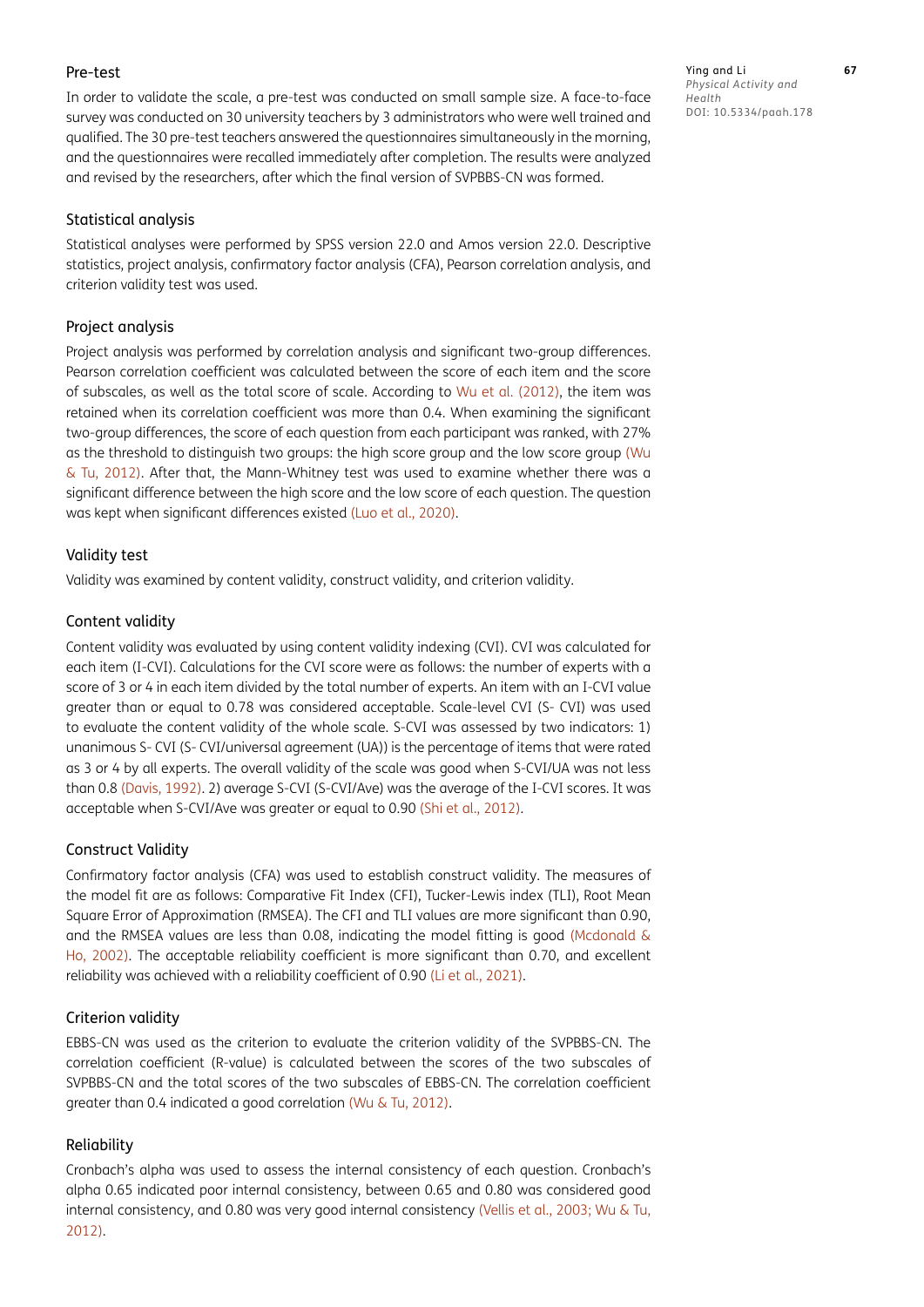### Pre-test

In order to validate the scale, a pre-test was conducted on small sample size. A face-to-face survey was conducted on 30 university teachers by 3 administrators who were well trained and qualified. The 30 pre-test teachers answered the questionnaires simultaneously in the morning, and the questionnaires were recalled immediately after completion. The results were analyzed and revised by the researchers, after which the final version of SVPBBS-CN was formed.

### Statistical analysis

Statistical analyses were performed by SPSS version 22.0 and Amos version 22.0. Descriptive statistics, project analysis, confirmatory factor analysis (CFA), Pearson correlation analysis, and criterion validity test was used.

### Project analysis

Project analysis was performed by correlation analysis and significant two-group differences. Pearson correlation coefficient was calculated between the score of each item and the score of subscales, as well as the total score of scale. According to Wu et al. (2012), the item was retained when its correlation coefficient was more than 0.4. When examining the significant two-group differences, the score of each question from each participant was ranked, with 27% as the threshold to distinguish two groups: the high score group and the low score group (Wu & Tu, 2012). After that, the Mann-Whitney test was used to examine whether there was a significant difference between the high score and the low score of each question. The question was kept when significant differences existed (Luo et al., 2020).

### Validity test

Validity was examined by content validity, construct validity, and criterion validity.

### Content validity

Content validity was evaluated by using content validity indexing (CVI). CVI was calculated for each item (I-CVI). Calculations for the CVI score were as follows: the number of experts with a score of 3 or 4 in each item divided by the total number of experts. An item with an I-CVI value greater than or equal to 0.78 was considered acceptable. Scale-level CVI (S- CVI) was used to evaluate the content validity of the whole scale. S-CVI was assessed by two indicators: 1) unanimous S- CVI (S- CVI/universal agreement (UA)) is the percentage of items that were rated as 3 or 4 by all experts. The overall validity of the scale was good when S-CVI/UA was not less than 0.8 (Davis, 1992). 2) average S-CVI (S-CVI/Ave) was the average of the I-CVI scores. It was acceptable when S-CVI/Ave was greater or equal to 0.90 (Shi et al., 2012).

### Construct Validity

Confirmatory factor analysis (CFA) was used to establish construct validity. The measures of the model fit are as follows: Comparative Fit Index (CFI), Tucker-Lewis index (TLI), Root Mean Square Error of Approximation (RMSEA). The CFI and TLI values are more significant than 0.90, and the RMSEA values are less than 0.08, indicating the model fitting is good (Mcdonald & Ho, 2002). The acceptable reliability coefficient is more significant than 0.70, and excellent reliability was achieved with a reliability coefficient of 0.90 (Li et al., 2021).

### Criterion validity

EBBS-CN was used as the criterion to evaluate the criterion validity of the SVPBBS-CN. The correlation coefficient (R-value) is calculated between the scores of the two subscales of SVPBBS-CN and the total scores of the two subscales of EBBS-CN. The correlation coefficient greater than 0.4 indicated a good correlation (Wu & Tu, 2012).

### Reliability

Cronbach's alpha was used to assess the internal consistency of each question. Cronbach's alpha 0.65 indicated poor internal consistency, between 0.65 and 0.80 was considered good internal consistency, and 0.80 was very good internal consistency (Vellis et al., 2003; Wu & Tu, 2012).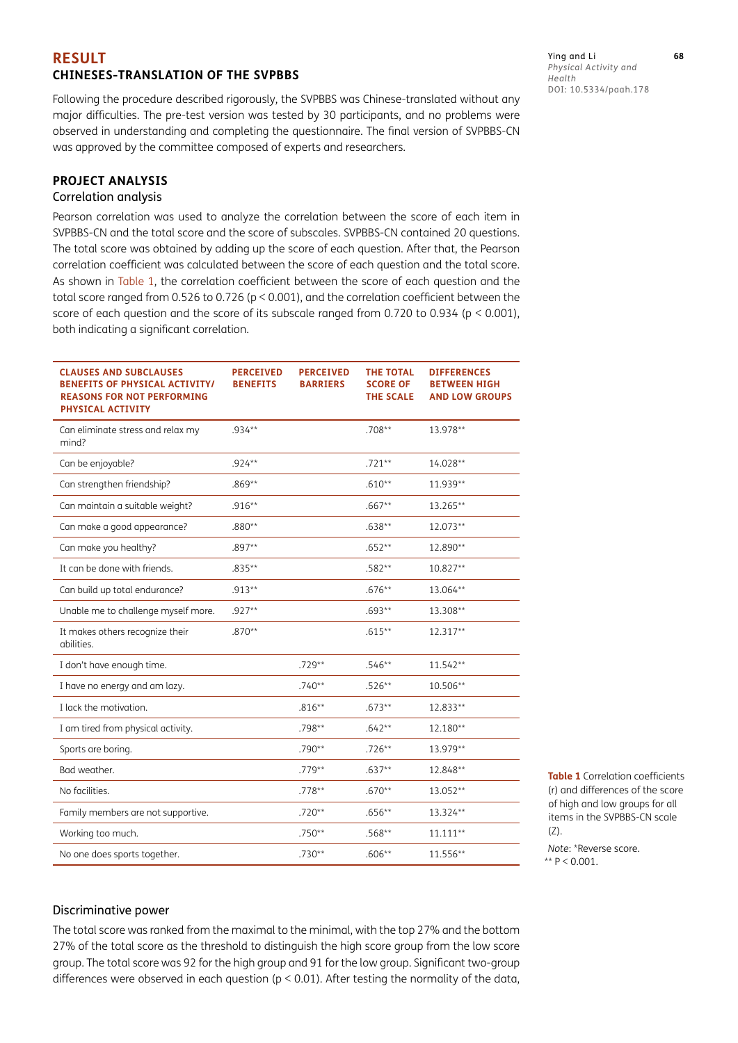# RESULT

## CHINESES-TRANSLATION OF THE SVPBBS

Following the procedure described rigorously, the SVPBBS was Chinese-translated without any major difficulties. The pre-test version was tested by 30 participants, and no problems were observed in understanding and completing the questionnaire. The final version of SVPBBS-CN was approved by the committee composed of experts and researchers.

## PROJECT ANALYSIS

### Correlation analysis

Pearson correlation was used to analyze the correlation between the score of each item in SVPBBS-CN and the total score and the score of subscales. SVPBBS-CN contained 20 questions. The total score was obtained by adding up the score of each question. After that, the Pearson correlation coefficient was calculated between the score of each question and the total score. As shown in Table 1, the correlation coefficient between the score of each question and the total score ranged from 0.526 to 0.726 ($p < 0.001$), and the correlation coefficient between the score of each question and the score of its subscale ranged from 0.720 to 0.934 ($p < 0.001$), both indicating a significant correlation.

| CLAUSES AND SUBCLAUSES BENEFITS OF PHYSICAL ACTIVITY/ REASONS FOR NOT PERFORMING PHYSICAL ACTIVITY | PERCEIVED BENEFITS | PERCEIVED BARRIERS | THE TOTAL SCORE OF THE SCALE | DIFFERENCES BETWEEN HIGH AND LOW GROUPS |
|---|---|---|---|---|
| Can eliminate stress and relax my mind? | .934** | | .708** | 13.978** |
| Can be enjoyable? | .924** | | .721** | 14.028** |
| Can strengthen friendship? | .869** | | .610** | 11.939** |
| Can maintain a suitable weight? | .916** | | .667** | 13.265** |
| Can make a good appearance? | .880** | | .638** | 12.073** |
| Can make you healthy? | .897** | | .652** | 12.890** |
| It can be done with friends. | .835** | | .582** | 10.827** |
| Can build up total endurance? | .913** | | .676** | 13.064** |
| Unable me to challenge myself more. | .927** | | .693** | 13.308** |
| It makes others recognize their abilities. | .870** | | .615** | 12.317** |
| I don't have enough time. | | .729** | .546** | 11.542** |
| I have no energy and am lazy. | | .740** | .526** | 10.506** |
| I lack the motivation. | | .816** | .673** | 12.833** |
| I am tired from physical activity. | | .798** | .642** | 12.180** |
| Sports are boring. | | .790** | .726** | 13.979** |
| Bad weather. | | .779** | .637** | 12.848** |
| No facilities. | | .778** | .670** | 13.052** |
| Family members are not supportive. | | .720** | .656** | 13.324** |
| Working too much. | | .750** | .568** | 11.111** |
| No one does sports together. | | .730** | .606** | 11.556** |

**Table 1** Correlation coefficients (r) and differences of the score of high and low groups for all items in the SVPBBS-CN scale (Z).

*Note*: *Reverse score.
** $P < 0.001$.

### Discriminative power

The total score was ranked from the maximal to the minimal, with the top 27% and the bottom 27% of the total score as the threshold to distinguish the high score group from the low score group. The total score was 92 for the high group and 91 for the low group. Significant two-group differences were observed in each question ($p < 0.01$). After testing the normality of the data,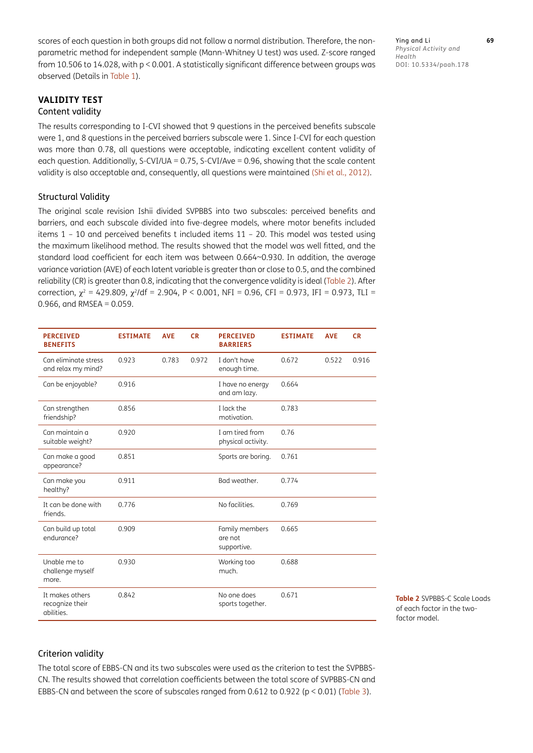scores of each question in both groups did not follow a normal distribution. Therefore, the non-parametric method for independent sample (Mann-Whitney U test) was used. Z-score ranged from 10.506 to 14.028, with $p < 0.001$. A statistically significant difference between groups was observed (Details in Table 1).

## VALIDITY TEST

### Content validity

The results corresponding to I-CVI showed that 9 questions in the perceived benefits subscale were 1, and 8 questions in the perceived barriers subscale were 1. Since I-CVI for each question was more than 0.78, all questions were acceptable, indicating excellent content validity of each question. Additionally, S-CVI/UA = 0.75, S-CVI/Ave = 0.96, showing that the scale content validity is also acceptable and, consequently, all questions were maintained (Shi et al., 2012).

### Structural Validity

The original scale revision Ishii divided SVPBBS into two subscales: perceived benefits and barriers, and each subscale divided into five-degree models, where motor benefits included items 1 – 10 and perceived benefits t included items 11 – 20. This model was tested using the maximum likelihood method. The results showed that the model was well fitted, and the standard load coefficient for each item was between 0.664~0.930. In addition, the average variance variation (AVE) of each latent variable is greater than or close to 0.5, and the combined reliability (CR) is greater than 0.8, indicating that the convergence validity is ideal (Table 2). After correction, $\chi^2 = 429.809$, $\chi^2/df = 2.904$, $P < 0.001$, NFI = 0.96, CFI = 0.973, IFI = 0.973, TLI = 0.966, and RMSEA = 0.059.

| PERCEIVED BENEFITS | ESTIMATE | AVE | CR | PERCEIVED BARRIERS | ESTIMATE | AVE | CR |
|---|---|---|---|---|---|---|---|
| Can eliminate stress and relax my mind? | 0.923 | 0.783 | 0.972 | I don't have enough time. | 0.672 | 0.522 | 0.916 |
| Can be enjoyable? | 0.916 | | | I have no energy and am lazy. | 0.664 | | |
| Can strengthen friendship? | 0.856 | | | I lack the motivation. | 0.783 | | |
| Can maintain a suitable weight? | 0.920 | | | I am tired from physical activity. | 0.76 | | |
| Can make a good appearance? | 0.851 | | | Sports are boring. | 0.761 | | |
| Can make you healthy? | 0.911 | | | Bad weather. | 0.774 | | |
| It can be done with friends. | 0.776 | | | No facilities. | 0.769 | | |
| Can build up total endurance? | 0.909 | | | Family members are not supportive. | 0.665 | | |
| Unable me to challenge myself more. | 0.930 | | | Working too much. | 0.688 | | |
| It makes others recognize their abilities. | 0.842 | | | No one does sports together. | 0.671 | | |

**Table 2** SVPBBS-C Scale Loads of each factor in the two-factor model.

### Criterion validity

The total score of EBBS-CN and its two subscales were used as the criterion to test the SVPBBS-CN. The results showed that correlation coefficients between the total score of SVPBBS-CN and EBBS-CN and between the score of subscales ranged from 0.612 to 0.922 ($p < 0.01$) (Table 3).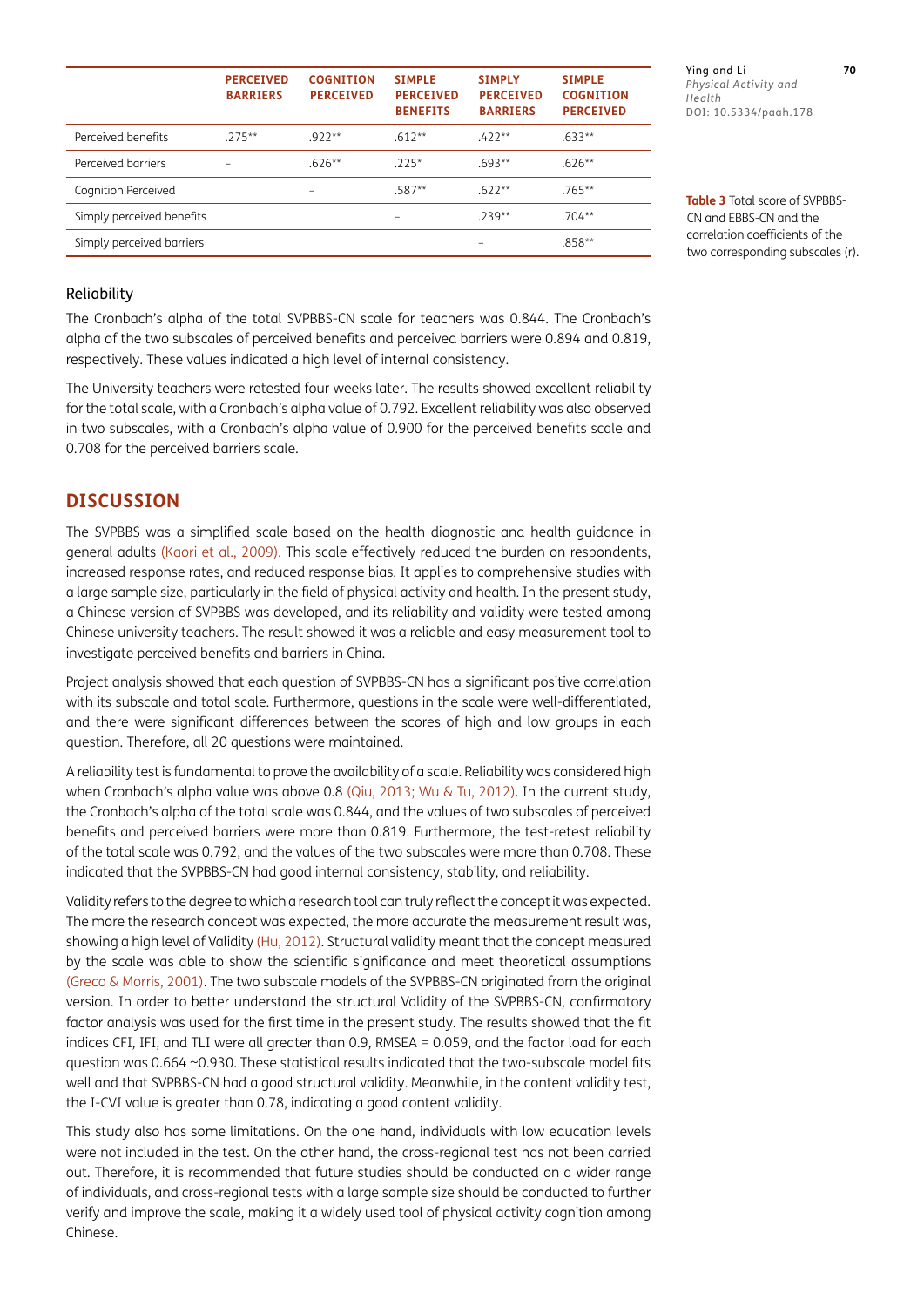| | PERCEIVED BARRIERS | COGNITION PERCEIVED | SIMPLE PERCEIVED BENEFITS | SIMPLY PERCEIVED BARRIERS | SIMPLE COGNITION PERCEIVED |
|---|---|---|---|---|---|
| Perceived benefits | .275** | .922** | .612** | .422** | .633** |
| Perceived barriers | – | .626** | .225* | .693** | .626** |
| Cognition Perceived | | – | .587** | .622** | .765** |
| Simply perceived benefits | | | – | .239** | .704** |
| Simply perceived barriers | | | | – | .858** |

**Table 3** Total score of SVPBBS-CN and EBBS-CN and the correlation coefficients of the two corresponding subscales (r).

### Reliability

The Cronbach's alpha of the total SVPBBS-CN scale for teachers was 0.844. The Cronbach's alpha of the two subscales of perceived benefits and perceived barriers were 0.894 and 0.819, respectively. These values indicated a high level of internal consistency.

The University teachers were retested four weeks later. The results showed excellent reliability for the total scale, with a Cronbach's alpha value of 0.792. Excellent reliability was also observed in two subscales, with a Cronbach's alpha value of 0.900 for the perceived benefits scale and 0.708 for the perceived barriers scale.

## DISCUSSION

The SVPBBS was a simplified scale based on the health diagnostic and health guidance in general adults (Kaori et al., 2009). This scale effectively reduced the burden on respondents, increased response rates, and reduced response bias. It applies to comprehensive studies with a large sample size, particularly in the field of physical activity and health. In the present study, a Chinese version of SVPBBS was developed, and its reliability and validity were tested among Chinese university teachers. The result showed it was a reliable and easy measurement tool to investigate perceived benefits and barriers in China.

Project analysis showed that each question of SVPBBS-CN has a significant positive correlation with its subscale and total scale. Furthermore, questions in the scale were well-differentiated, and there were significant differences between the scores of high and low groups in each question. Therefore, all 20 questions were maintained.

A reliability test is fundamental to prove the availability of a scale. Reliability was considered high when Cronbach's alpha value was above 0.8 (Qiu, 2013; Wu & Tu, 2012). In the current study, the Cronbach's alpha of the total scale was 0.844, and the values of two subscales of perceived benefits and perceived barriers were more than 0.819. Furthermore, the test-retest reliability of the total scale was 0.792, and the values of the two subscales were more than 0.708. These indicated that the SVPBBS-CN had good internal consistency, stability, and reliability.

Validity refers to the degree to which a research tool can truly reflect the concept it was expected. The more the research concept was expected, the more accurate the measurement result was, showing a high level of Validity (Hu, 2012). Structural validity meant that the concept measured by the scale was able to show the scientific significance and meet theoretical assumptions (Greco & Morris, 2001). The two subscale models of the SVPBBS-CN originated from the original version. In order to better understand the structural Validity of the SVPBBS-CN, confirmatory factor analysis was used for the first time in the present study. The results showed that the fit indices CFI, IFI, and TLI were all greater than 0.9, RMSEA = 0.059, and the factor load for each question was 0.664 ~0.930. These statistical results indicated that the two-subscale model fits well and that SVPBBS-CN had a good structural validity. Meanwhile, in the content validity test, the I-CVI value is greater than 0.78, indicating a good content validity.

This study also has some limitations. On the one hand, individuals with low education levels were not included in the test. On the other hand, the cross-regional test has not been carried out. Therefore, it is recommended that future studies should be conducted on a wider range of individuals, and cross-regional tests with a large sample size should be conducted to further verify and improve the scale, making it a widely used tool of physical activity cognition among Chinese.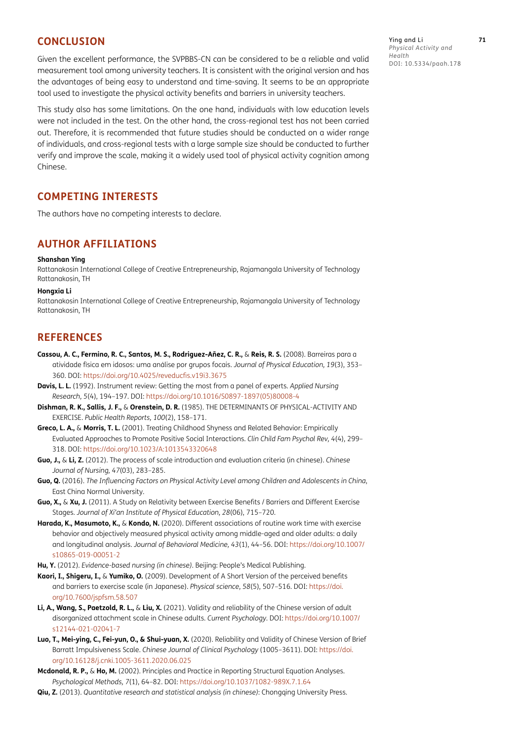## CONCLUSION

Given the excellent performance, the SVPBBS-CN can be considered to be a reliable and valid measurement tool among university teachers. It is consistent with the original version and has the advantages of being easy to understand and time-saving. It seems to be an appropriate tool used to investigate the physical activity benefits and barriers in university teachers.

This study also has some limitations. On the one hand, individuals with low education levels were not included in the test. On the other hand, the cross-regional test has not been carried out. Therefore, it is recommended that future studies should be conducted on a wider range of individuals, and cross-regional tests with a large sample size should be conducted to further verify and improve the scale, making it a widely used tool of physical activity cognition among Chinese.

## COMPETING INTERESTS

The authors have no competing interests to declare.

## AUTHOR AFFILIATIONS

**Shanshan Ying**
Rattanakosin International College of Creative Entrepreneurship, Rajamangala University of Technology Rattanakosin, TH

**Hongxia Li**
Rattanakosin International College of Creative Entrepreneurship, Rajamangala University of Technology Rattanakosin, TH

## REFERENCES

**Cassou, A. C., Fermino, R. C., Santos, M. S., Rodriguez-Añez, C. R.,** & **Reis, R. S.** (2008). Barreiras para a atividade física em idosos: uma análise por grupos focais. *Journal of Physical Education, 19*(3), 353–360. DOI: https://doi.org/10.4025/reveducfis.v19i3.3675

**Davis, L. L.** (1992). Instrument review: Getting the most from a panel of experts. *Applied Nursing Research, 5*(4), 194–197. DOI: https://doi.org/10.1016/S0897-1897(05)80008-4

**Dishman, R. K., Sallis, J. F.,** & **Orenstein, D. R.** (1985). THE DETERMINANTS OF PHYSICAL-ACTIVITY AND EXERCISE. *Public Health Reports, 100*(2), 158–171.

**Greco, L. A.,** & **Morris, T. L.** (2001). Treating Childhood Shyness and Related Behavior: Empirically Evaluated Approaches to Promote Positive Social Interactions. *Clin Child Fam Psychol Rev, 4*(4), 299–318. DOI: https://doi.org/10.1023/A:1013543320648

**Guo, J.,** & **Li, Z.** (2012). The process of scale introduction and evaluation criteria (in chinese). *Chinese Journal of Nursing, 47*(03), 283–285.

**Guo, Q.** (2016). *The Influencing Factors on Physical Activity Level among Children and Adolescents in China*, East China Normal University.

**Guo, X.,** & **Xu, J.** (2011). A Study on Relativity between Exercise Benefits / Barriers and Different Exercise Stages. *Journal of Xi'an Institute of Physical Education, 28*(06), 715–720.

**Harada, K., Masumoto, K.,** & **Kondo, N.** (2020). Different associations of routine work time with exercise behavior and objectively measured physical activity among middle-aged and older adults: a daily and longitudinal analysis. *Journal of Behavioral Medicine, 43*(1), 44–56. DOI: https://doi.org/10.1007/s10865-019-00051-2

**Hu, Y.** (2012). *Evidence-based nursing (in chinese)*. Beijing: People's Medical Publishing.

**Kaori, I., Shigeru, I.,** & **Yumiko, O.** (2009). Development of A Short Version of the perceived benefits and barriers to exercise scale (in Japanese). *Physical science, 58*(5), 507–516. DOI: https://doi.org/10.7600/jspfsm.58.507

**Li, A., Wang, S., Paetzold, R. L.,** & **Liu, X.** (2021). Validity and reliability of the Chinese version of adult disorganized attachment scale in Chinese adults. *Current Psychology*. DOI: https://doi.org/10.1007/s12144-021-02041-7

**Luo, T., Mei-ying, C., Fei-yun, O., & Shui-yuan, X.** (2020). Reliability and Validity of Chinese Version of Brief Barratt Impulsiveness Scale. *Chinese Journal of Clinical Psychology* (1005–3611). DOI: https://doi.org/10.16128/j.cnki.1005-3611.2020.06.025

**Mcdonald, R. P.,** & **Ho, M.** (2002). Principles and Practice in Reporting Structural Equation Analyses. *Psychological Methods, 7*(1), 64–82. DOI: https://doi.org/10.1037/1082-989X.7.1.64

**Qiu, Z.** (2013). *Quantitative research and statistical analysis (in chinese)*: Chongqing University Press.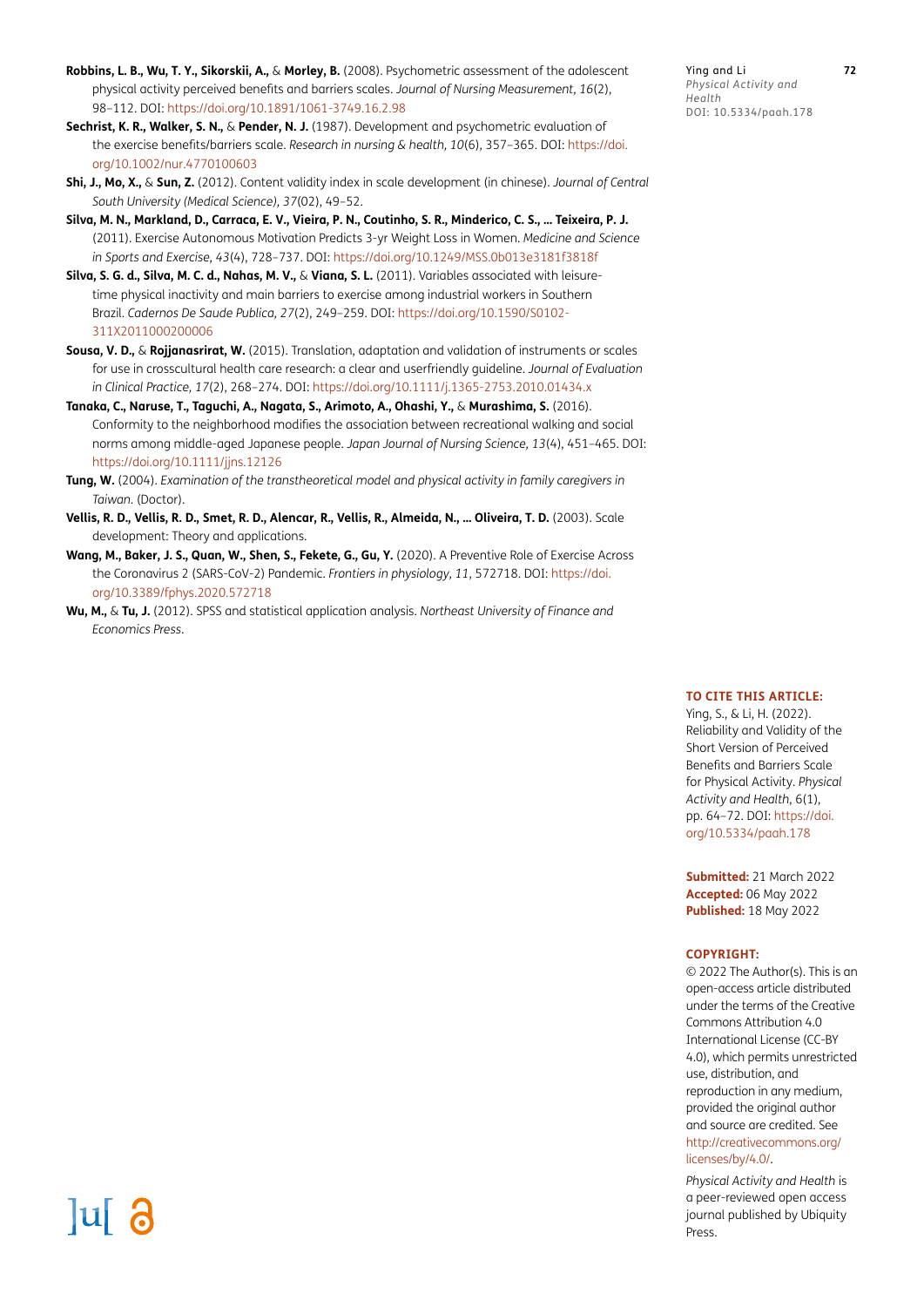**Robbins, L. B., Wu, T. Y., Sikorskii, A.,** & **Morley, B.** (2008). Psychometric assessment of the adolescent physical activity perceived benefits and barriers scales. *Journal of Nursing Measurement, 16*(2), 98–112. DOI: https://doi.org/10.1891/1061-3749.16.2.98

**Sechrist, K. R., Walker, S. N.,** & **Pender, N. J.** (1987). Development and psychometric evaluation of the exercise benefits/barriers scale. *Research in nursing & health, 10*(6), 357–365. DOI: https://doi.org/10.1002/nur.4770100603

**Shi, J., Mo, X.,** & **Sun, Z.** (2012). Content validity index in scale development (in chinese). *Journal of Central South University (Medical Science), 37*(02), 49–52.

**Silva, M. N., Markland, D., Carraca, E. V., Vieira, P. N., Coutinho, S. R., Minderico, C. S., … Teixeira, P. J.** (2011). Exercise Autonomous Motivation Predicts 3-yr Weight Loss in Women. *Medicine and Science in Sports and Exercise, 43*(4), 728–737. DOI: https://doi.org/10.1249/MSS.0b013e3181f3818f

**Silva, S. G. d., Silva, M. C. d., Nahas, M. V.,** & **Viana, S. L.** (2011). Variables associated with leisure-time physical inactivity and main barriers to exercise among industrial workers in Southern Brazil. *Cadernos De Saude Publica, 27*(2), 249–259. DOI: https://doi.org/10.1590/S0102-311X2011000200006

**Sousa, V. D.,** & **Rojjanasrirat, W.** (2015). Translation, adaptation and validation of instruments or scales for use in crosscultural health care research: a clear and userfriendly guideline. *Journal of Evaluation in Clinical Practice, 17*(2), 268–274. DOI: https://doi.org/10.1111/j.1365-2753.2010.01434.x

**Tanaka, C., Naruse, T., Taguchi, A., Nagata, S., Arimoto, A., Ohashi, Y.,** & **Murashima, S.** (2016). Conformity to the neighborhood modifies the association between recreational walking and social norms among middle-aged Japanese people. *Japan Journal of Nursing Science, 13*(4), 451–465. DOI: https://doi.org/10.1111/jjns.12126

**Tung, W.** (2004). *Examination of the transtheoretical model and physical activity in family caregivers in Taiwan.* (Doctor).

**Vellis, R. D., Vellis, R. D., Smet, R. D., Alencar, R., Vellis, R., Almeida, N., … Oliveira, T. D.** (2003). Scale development: Theory and applications.

**Wang, M., Baker, J. S., Quan, W., Shen, S., Fekete, G., Gu, Y.** (2020). A Preventive Role of Exercise Across the Coronavirus 2 (SARS-CoV-2) Pandemic. *Frontiers in physiology, 11*, 572718. DOI: https://doi.org/10.3389/fphys.2020.572718

**Wu, M.,** & **Tu, J.** (2012). SPSS and statistical application analysis. *Northeast University of Finance and Economics Press.*

**TO CITE THIS ARTICLE:**

Ying, S., & Li, H. (2022). Reliability and Validity of the Short Version of Perceived Benefits and Barriers Scale for Physical Activity. *Physical Activity and Health*, 6(1), pp. 64–72. DOI: https://doi.org/10.5334/paah.178

**Submitted:** 21 March 2022
**Accepted:** 06 May 2022
**Published:** 18 May 2022

**COPYRIGHT:**

© 2022 The Author(s). This is an open-access article distributed under the terms of the Creative Commons Attribution 4.0 International License (CC-BY 4.0), which permits unrestricted use, distribution, and reproduction in any medium, provided the original author and source are credited. See http://creativecommons.org/licenses/by/4.0/.

*Physical Activity and Health* is a peer-reviewed open access journal published by Ubiquity Press.